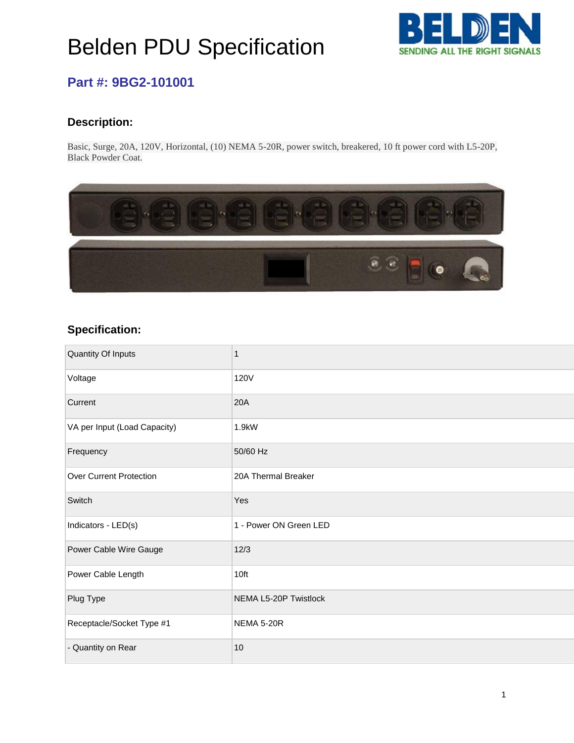# Belden PDU Specification

## Part #: 9BG2-101001

### Description:

Basic, Surge, 20A, 120V, Horizontal, (10) NEMA 5-20R, power switch, breakered, 10 ft power cord with L5-20P, Black Powder Coat.

### Specification:

| Quantity Of Inputs | 1 |
|---|---|
| Voltage | 120V |
| Current | 20A |
| VA per Input (Load Capacity) | 1.9kW |
| Frequency | 50/60 Hz |
| Over Current Protection | 20A Thermal Breaker |
| Switch | Yes |
| Indicators - LED(s) | 1 - Power ON Green LED |
| Power Cable Wire Gauge | 12/3 |
| Power Cable Length | 10ft |
| Plug Type | NEMA L5-20P Twistlock |
| Receptacle/Socket Type #1 | NEMA 5-20R |
| - Quantity on Rear | 10 |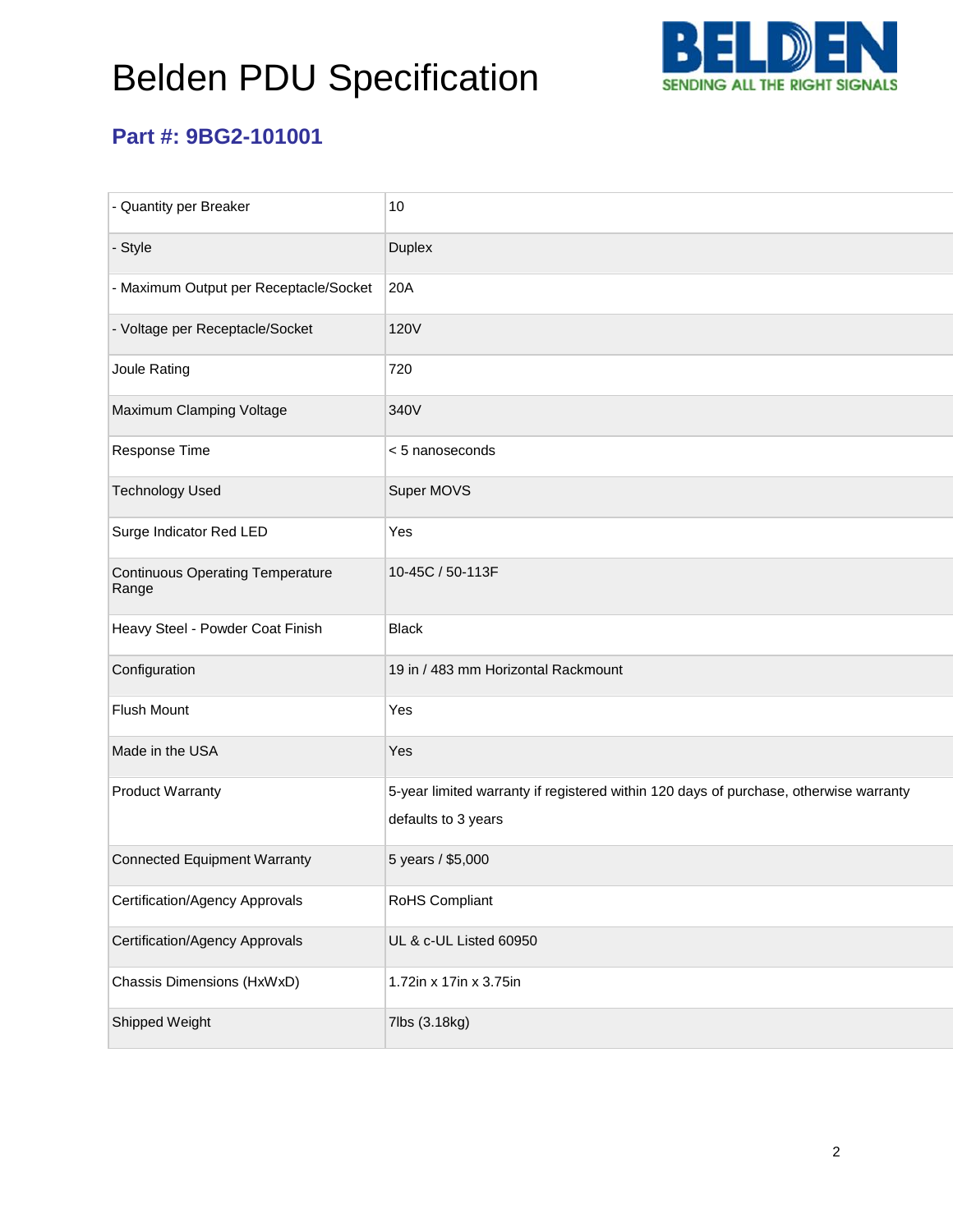# Belden PDU Specification

## Part #: 9BG2-101001

| | |
|---|---|
| - Quantity per Breaker | 10 |
| - Style | Duplex |
| - Maximum Output per Receptacle/Socket | 20A |
| - Voltage per Receptacle/Socket | 120V |
| Joule Rating | 720 |
| Maximum Clamping Voltage | 340V |
| Response Time | < 5 nanoseconds |
| Technology Used | Super MOVS |
| Surge Indicator Red LED | Yes |
| Continuous Operating Temperature Range | 10-45C / 50-113F |
| Heavy Steel - Powder Coat Finish | Black |
| Configuration | 19 in / 483 mm Horizontal Rackmount |
| Flush Mount | Yes |
| Made in the USA | Yes |
| Product Warranty | 5-year limited warranty if registered within 120 days of purchase, otherwise warranty defaults to 3 years |
| Connected Equipment Warranty | 5 years / $5,000 |
| Certification/Agency Approvals | RoHS Compliant |
| Certification/Agency Approvals | UL & c-UL Listed 60950 |
| Chassis Dimensions (HxWxD) | 1.72in x 17in x 3.75in |
| Shipped Weight | 7lbs (3.18kg) |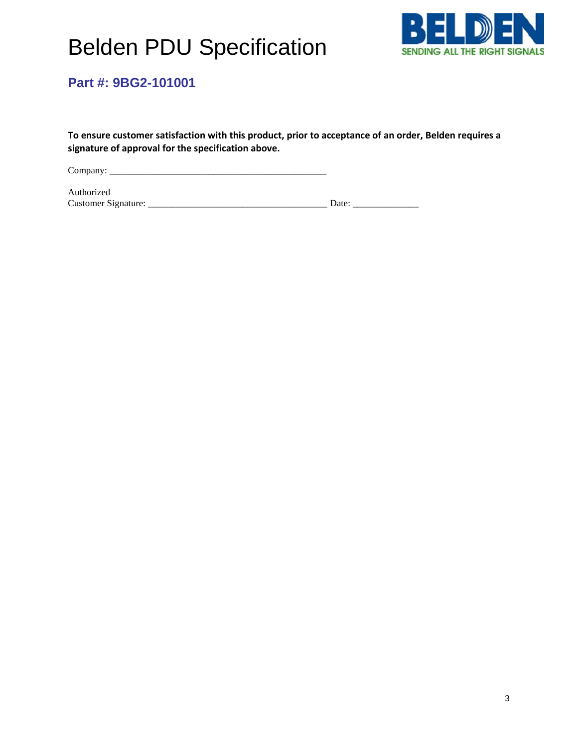# Belden PDU Specification

## Part #: 9BG2-101001

**To ensure customer satisfaction with this product, prior to acceptance of an order, Belden requires a signature of approval for the specification above.**

Company: ______________________________________________

Authorized
Customer Signature: ______________________________________ Date: ______________